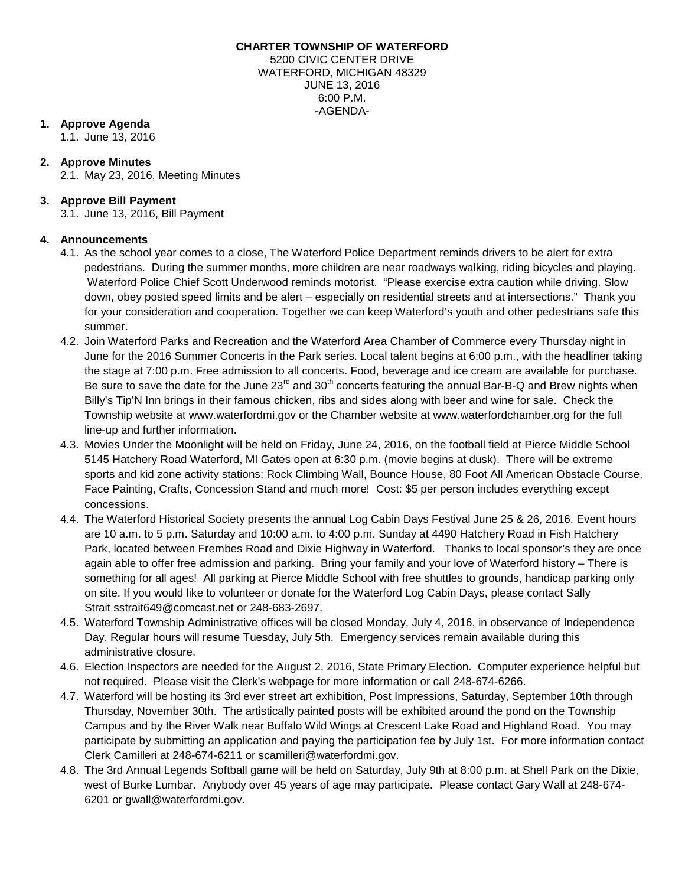**CHARTER TOWNSHIP OF WATERFORD**
5200 CIVIC CENTER DRIVE
WATERFORD, MICHIGAN 48329
JUNE 13, 2016
6:00 P.M.
-AGENDA-

**1. Approve Agenda**
1.1. June 13, 2016

**2. Approve Minutes**
2.1. May 23, 2016, Meeting Minutes

**3. Approve Bill Payment**
3.1. June 13, 2016, Bill Payment

**4. Announcements**

4.1. As the school year comes to a close, The Waterford Police Department reminds drivers to be alert for extra pedestrians. During the summer months, more children are near roadways walking, riding bicycles and playing. Waterford Police Chief Scott Underwood reminds motorist. "Please exercise extra caution while driving. Slow down, obey posted speed limits and be alert – especially on residential streets and at intersections." Thank you for your consideration and cooperation. Together we can keep Waterford's youth and other pedestrians safe this summer.

4.2. Join Waterford Parks and Recreation and the Waterford Area Chamber of Commerce every Thursday night in June for the 2016 Summer Concerts in the Park series. Local talent begins at 6:00 p.m., with the headliner taking the stage at 7:00 p.m. Free admission to all concerts. Food, beverage and ice cream are available for purchase. Be sure to save the date for the June 23rd and 30th concerts featuring the annual Bar-B-Q and Brew nights when Billy's Tip'N Inn brings in their famous chicken, ribs and sides along with beer and wine for sale. Check the Township website at www.waterfordmi.gov or the Chamber website at www.waterfordchamber.org for the full line-up and further information.

4.3. Movies Under the Moonlight will be held on Friday, June 24, 2016, on the football field at Pierce Middle School 5145 Hatchery Road Waterford, MI Gates open at 6:30 p.m. (movie begins at dusk). There will be extreme sports and kid zone activity stations: Rock Climbing Wall, Bounce House, 80 Foot All American Obstacle Course, Face Painting, Crafts, Concession Stand and much more! Cost: $5 per person includes everything except concessions.

4.4. The Waterford Historical Society presents the annual Log Cabin Days Festival June 25 & 26, 2016. Event hours are 10 a.m. to 5 p.m. Saturday and 10:00 a.m. to 4:00 p.m. Sunday at 4490 Hatchery Road in Fish Hatchery Park, located between Frembes Road and Dixie Highway in Waterford. Thanks to local sponsor's they are once again able to offer free admission and parking. Bring your family and your love of Waterford history – There is something for all ages! All parking at Pierce Middle School with free shuttles to grounds, handicap parking only on site. If you would like to volunteer or donate for the Waterford Log Cabin Days, please contact Sally Strait sstrait649@comcast.net or 248-683-2697.

4.5. Waterford Township Administrative offices will be closed Monday, July 4, 2016, in observance of Independence Day. Regular hours will resume Tuesday, July 5th. Emergency services remain available during this administrative closure.

4.6. Election Inspectors are needed for the August 2, 2016, State Primary Election. Computer experience helpful but not required. Please visit the Clerk's webpage for more information or call 248-674-6266.

4.7. Waterford will be hosting its 3rd ever street art exhibition, Post Impressions, Saturday, September 10th through Thursday, November 30th. The artistically painted posts will be exhibited around the pond on the Township Campus and by the River Walk near Buffalo Wild Wings at Crescent Lake Road and Highland Road. You may participate by submitting an application and paying the participation fee by July 1st. For more information contact Clerk Camilleri at 248-674-6211 or scamilleri@waterfordmi.gov.

4.8. The 3rd Annual Legends Softball game will be held on Saturday, July 9th at 8:00 p.m. at Shell Park on the Dixie, west of Burke Lumbar. Anybody over 45 years of age may participate. Please contact Gary Wall at 248-674-6201 or gwall@waterfordmi.gov.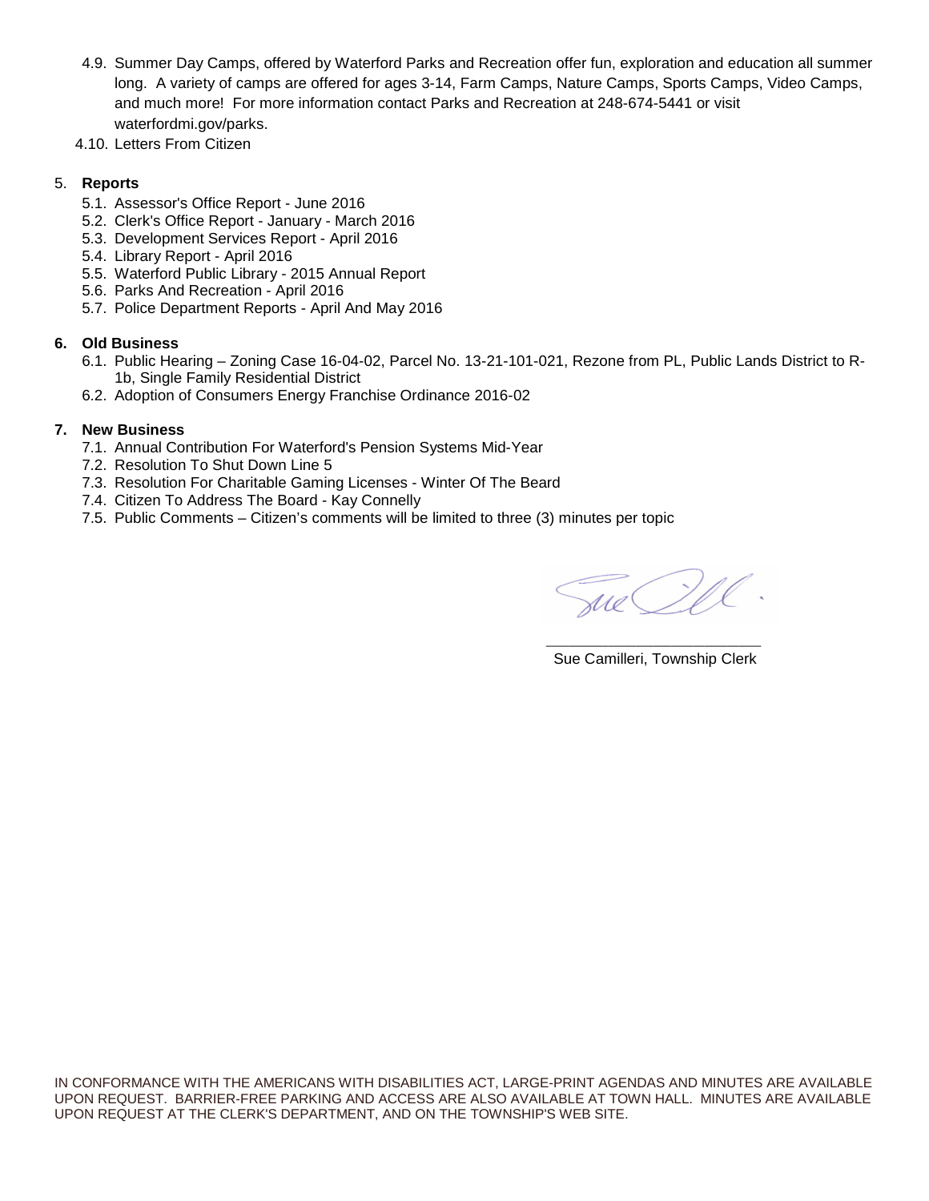4.9. Summer Day Camps, offered by Waterford Parks and Recreation offer fun, exploration and education all summer long. A variety of camps are offered for ages 3-14, Farm Camps, Nature Camps, Sports Camps, Video Camps, and much more! For more information contact Parks and Recreation at 248-674-5441 or visit waterfordmi.gov/parks.

4.10. Letters From Citizen

5. **Reports**
   - 5.1. Assessor's Office Report - June 2016
   - 5.2. Clerk's Office Report - January - March 2016
   - 5.3. Development Services Report - April 2016
   - 5.4. Library Report - April 2016
   - 5.5. Waterford Public Library - 2015 Annual Report
   - 5.6. Parks And Recreation - April 2016
   - 5.7. Police Department Reports - April And May 2016

6. **Old Business**
   - 6.1. Public Hearing – Zoning Case 16-04-02, Parcel No. 13-21-101-021, Rezone from PL, Public Lands District to R-1b, Single Family Residential District
   - 6.2. Adoption of Consumers Energy Franchise Ordinance 2016-02

7. **New Business**
   - 7.1. Annual Contribution For Waterford's Pension Systems Mid-Year
   - 7.2. Resolution To Shut Down Line 5
   - 7.3. Resolution For Charitable Gaming Licenses - Winter Of The Beard
   - 7.4. Citizen To Address The Board - Kay Connelly
   - 7.5. Public Comments – Citizen's comments will be limited to three (3) minutes per topic

_________________________

Sue Camilleri, Township Clerk

IN CONFORMANCE WITH THE AMERICANS WITH DISABILITIES ACT, LARGE-PRINT AGENDAS AND MINUTES ARE AVAILABLE UPON REQUEST. BARRIER-FREE PARKING AND ACCESS ARE ALSO AVAILABLE AT TOWN HALL. MINUTES ARE AVAILABLE UPON REQUEST AT THE CLERK'S DEPARTMENT, AND ON THE TOWNSHIP'S WEB SITE.